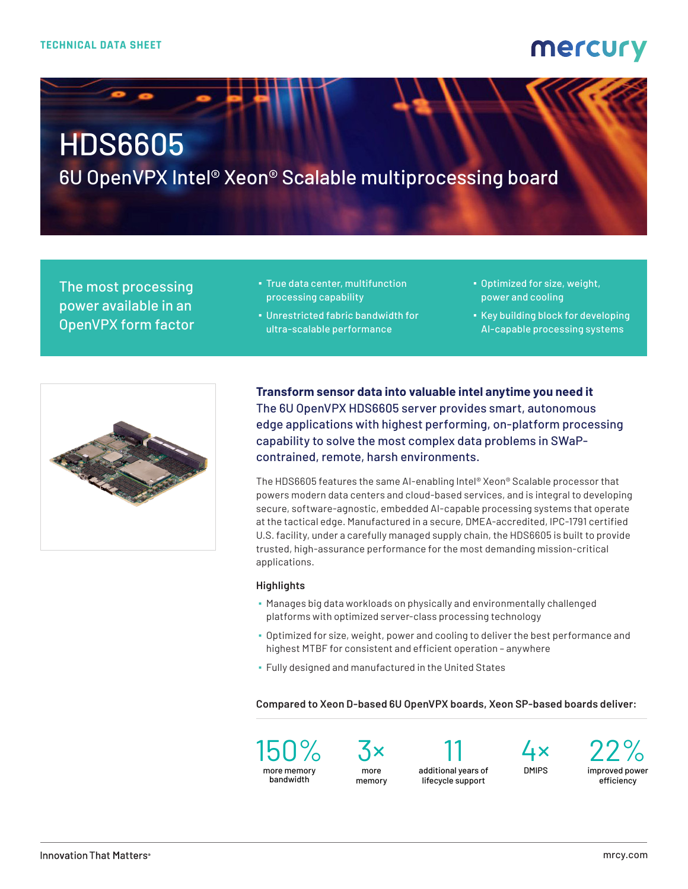TECHNICAL DATA SHEET

mercury

# HDS6605

## 6U OpenVPX Intel® Xeon® Scalable multiprocessing board

The most processing power available in an OpenVPX form factor

- True data center, multifunction processing capability
- Unrestricted fabric bandwidth for ultra-scalable performance
- Optimized for size, weight, power and cooling
- Key building block for developing AI-capable processing systems

### Transform sensor data into valuable intel anytime you need it

The 6U OpenVPX HDS6605 server provides smart, autonomous edge applications with highest performing, on-platform processing capability to solve the most complex data problems in SWaP-contrained, remote, harsh environments.

The HDS6605 features the same AI-enabling Intel® Xeon® Scalable processor that powers modern data centers and cloud-based services, and is integral to developing secure, software-agnostic, embedded AI-capable processing systems that operate at the tactical edge. Manufactured in a secure, DMEA-accredited, IPC-1791 certified U.S. facility, under a carefully managed supply chain, the HDS6605 is built to provide trusted, high-assurance performance for the most demanding mission-critical applications.

#### Highlights

- Manages big data workloads on physically and environmentally challenged platforms with optimized server-class processing technology
- Optimized for size, weight, power and cooling to deliver the best performance and highest MTBF for consistent and efficient operation – anywhere
- Fully designed and manufactured in the United States

**Compared to Xeon D-based 6U OpenVPX boards, Xeon SP-based boards deliver:**

| 150% | 3× | 11 | 4× | 22% |
|---|---|---|---|---|
| more memory bandwidth | more memory | additional years of lifecycle support | DMIPS | improved power efficiency |

Innovation That Matters®

mrcy.com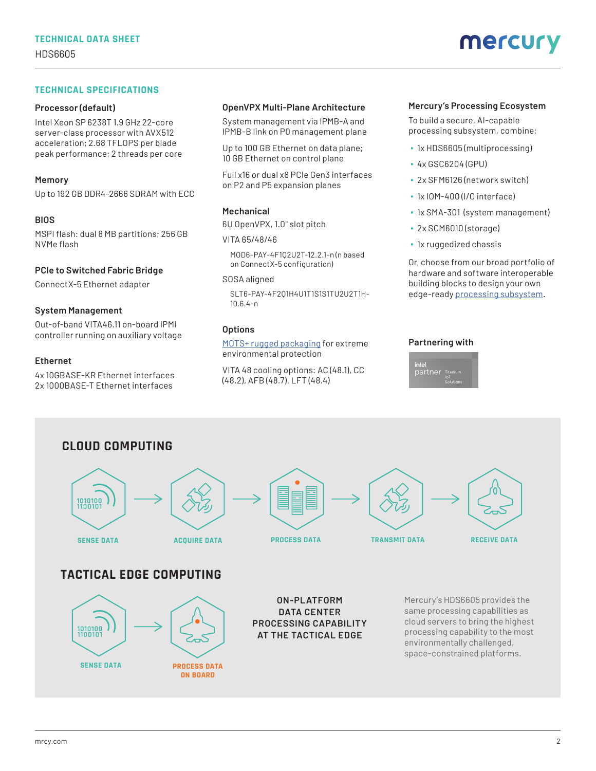## TECHNICAL SPECIFICATIONS

### Processor (default)

Intel Xeon SP 6238T 1.9 GHz 22-core server-class processor with AVX512 acceleration; 2.68 TFLOPS per blade peak performance; 2 threads per core

### Memory

Up to 192 GB DDR4-2666 SDRAM with ECC

### BIOS

MSPI flash: dual 8 MB partitions; 256 GB NVMe flash

### PCIe to Switched Fabric Bridge

ConnectX-5 Ethernet adapter

### System Management

Out-of-band VITA46.11 on-board IPMI controller running on auxiliary voltage

### Ethernet

4x 10GBASE-KR Ethernet interfaces
2x 1000BASE-T Ethernet interfaces

### OpenVPX Multi-Plane Architecture

System management via IPMB-A and IPMB-B link on P0 management plane

Up to 100 GB Ethernet on data plane; 10 GB Ethernet on control plane

Full x16 or dual x8 PCIe Gen3 interfaces on P2 and P5 expansion planes

### Mechanical

6U OpenVPX, 1.0" slot pitch

VITA 65/48/46

MOD6-PAY-4F1Q2U2T-12.2.1-n (n based on ConnectX-5 configuration)

SOSA aligned

SLT6-PAY-4F2Q1H4U1T1S1S1TU2U2T1H-10.6.4-n

### Options

MOTS+ rugged packaging for extreme environmental protection

VITA 48 cooling options: AC (48.1), CC (48.2), AFB (48.7), LFT (48.4)

### Mercury's Processing Ecosystem

To build a secure, AI-capable processing subsystem, combine:

- 1x HDS6605 (multiprocessing)
- 4x GSC6204 (GPU)
- 2x SFM6126 (network switch)
- 1x IOM-400 (I/O interface)
- 1x SMA-301 (system management)
- 2x SCM6010 (storage)
- 1x ruggedized chassis

Or, choose from our broad portfolio of hardware and software interoperable building blocks to design your own edge-ready processing subsystem.

### Partnering with

intel partner Titanium IoT Solutions

## CLOUD COMPUTING

SENSE DATA → ACQUIRE DATA → PROCESS DATA → TRANSMIT DATA → RECEIVE DATA

## TACTICAL EDGE COMPUTING

SENSE DATA → PROCESS DATA ON BOARD

**ON-PLATFORM DATA CENTER PROCESSING CAPABILITY AT THE TACTICAL EDGE**

Mercury's HDS6605 provides the same processing capabilities as cloud servers to bring the highest processing capability to the most environmentally challenged, space-constrained platforms.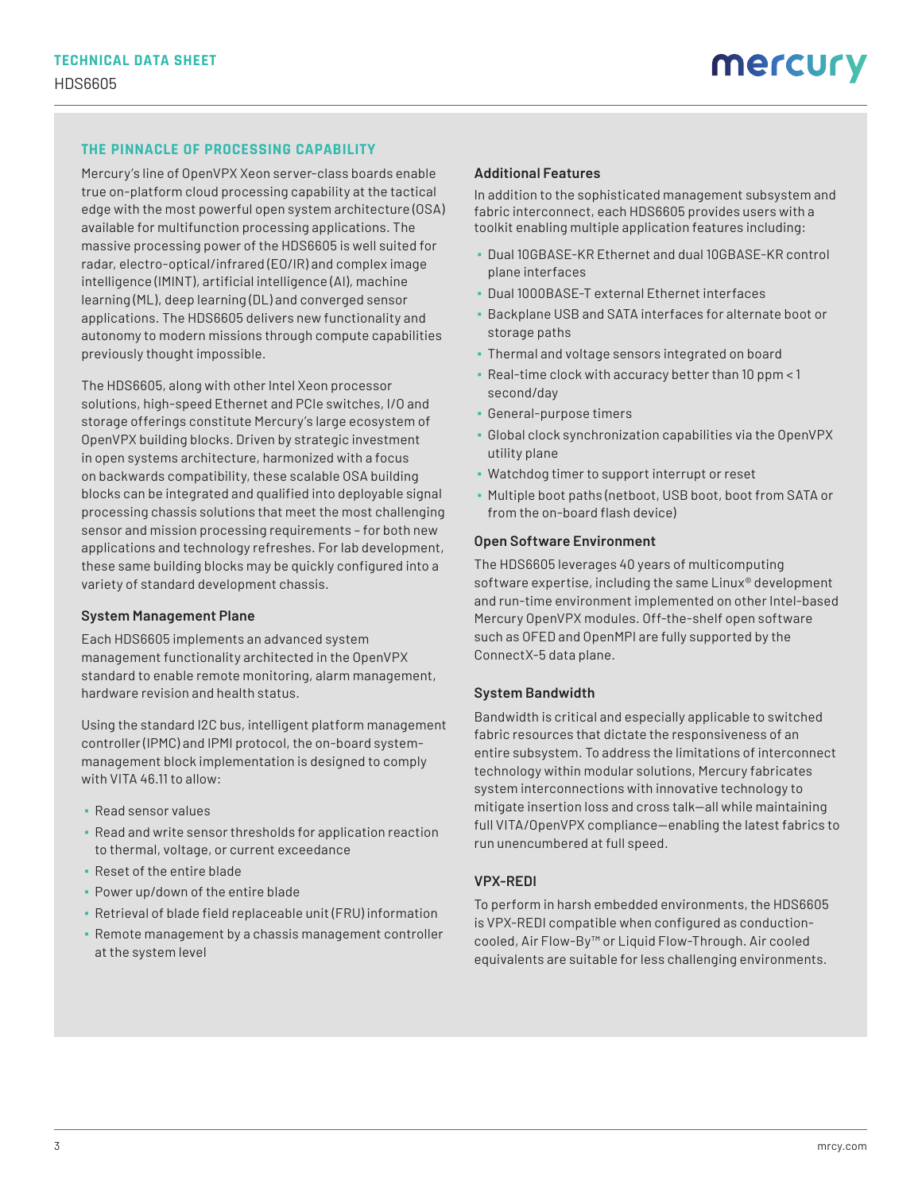## THE PINNACLE OF PROCESSING CAPABILITY

Mercury's line of OpenVPX Xeon server-class boards enable true on-platform cloud processing capability at the tactical edge with the most powerful open system architecture (OSA) available for multifunction processing applications. The massive processing power of the HDS6605 is well suited for radar, electro-optical/infrared (EO/IR) and complex image intelligence (IMINT), artificial intelligence (AI), machine learning (ML), deep learning (DL) and converged sensor applications. The HDS6605 delivers new functionality and autonomy to modern missions through compute capabilities previously thought impossible.

The HDS6605, along with other Intel Xeon processor solutions, high-speed Ethernet and PCIe switches, I/O and storage offerings constitute Mercury's large ecosystem of OpenVPX building blocks. Driven by strategic investment in open systems architecture, harmonized with a focus on backwards compatibility, these scalable OSA building blocks can be integrated and qualified into deployable signal processing chassis solutions that meet the most challenging sensor and mission processing requirements – for both new applications and technology refreshes. For lab development, these same building blocks may be quickly configured into a variety of standard development chassis.

### System Management Plane

Each HDS6605 implements an advanced system management functionality architected in the OpenVPX standard to enable remote monitoring, alarm management, hardware revision and health status.

Using the standard I2C bus, intelligent platform management controller (IPMC) and IPMI protocol, the on-board system-management block implementation is designed to comply with VITA 46.11 to allow:

- Read sensor values
- Read and write sensor thresholds for application reaction to thermal, voltage, or current exceedance
- Reset of the entire blade
- Power up/down of the entire blade
- Retrieval of blade field replaceable unit (FRU) information
- Remote management by a chassis management controller at the system level

### Additional Features

In addition to the sophisticated management subsystem and fabric interconnect, each HDS6605 provides users with a toolkit enabling multiple application features including:

- Dual 10GBASE-KR Ethernet and dual 10GBASE-KR control plane interfaces
- Dual 1000BASE-T external Ethernet interfaces
- Backplane USB and SATA interfaces for alternate boot or storage paths
- Thermal and voltage sensors integrated on board
- Real-time clock with accuracy better than 10 ppm < 1 second/day
- General-purpose timers
- Global clock synchronization capabilities via the OpenVPX utility plane
- Watchdog timer to support interrupt or reset
- Multiple boot paths (netboot, USB boot, boot from SATA or from the on-board flash device)

### Open Software Environment

The HDS6605 leverages 40 years of multicomputing software expertise, including the same Linux® development and run-time environment implemented on other Intel-based Mercury OpenVPX modules. Off-the-shelf open software such as OFED and OpenMPI are fully supported by the ConnectX-5 data plane.

### System Bandwidth

Bandwidth is critical and especially applicable to switched fabric resources that dictate the responsiveness of an entire subsystem. To address the limitations of interconnect technology within modular solutions, Mercury fabricates system interconnections with innovative technology to mitigate insertion loss and cross talk—all while maintaining full VITA/OpenVPX compliance—enabling the latest fabrics to run unencumbered at full speed.

### VPX-REDI

To perform in harsh embedded environments, the HDS6605 is VPX-REDI compatible when configured as conduction-cooled, Air Flow-By™ or Liquid Flow-Through. Air cooled equivalents are suitable for less challenging environments.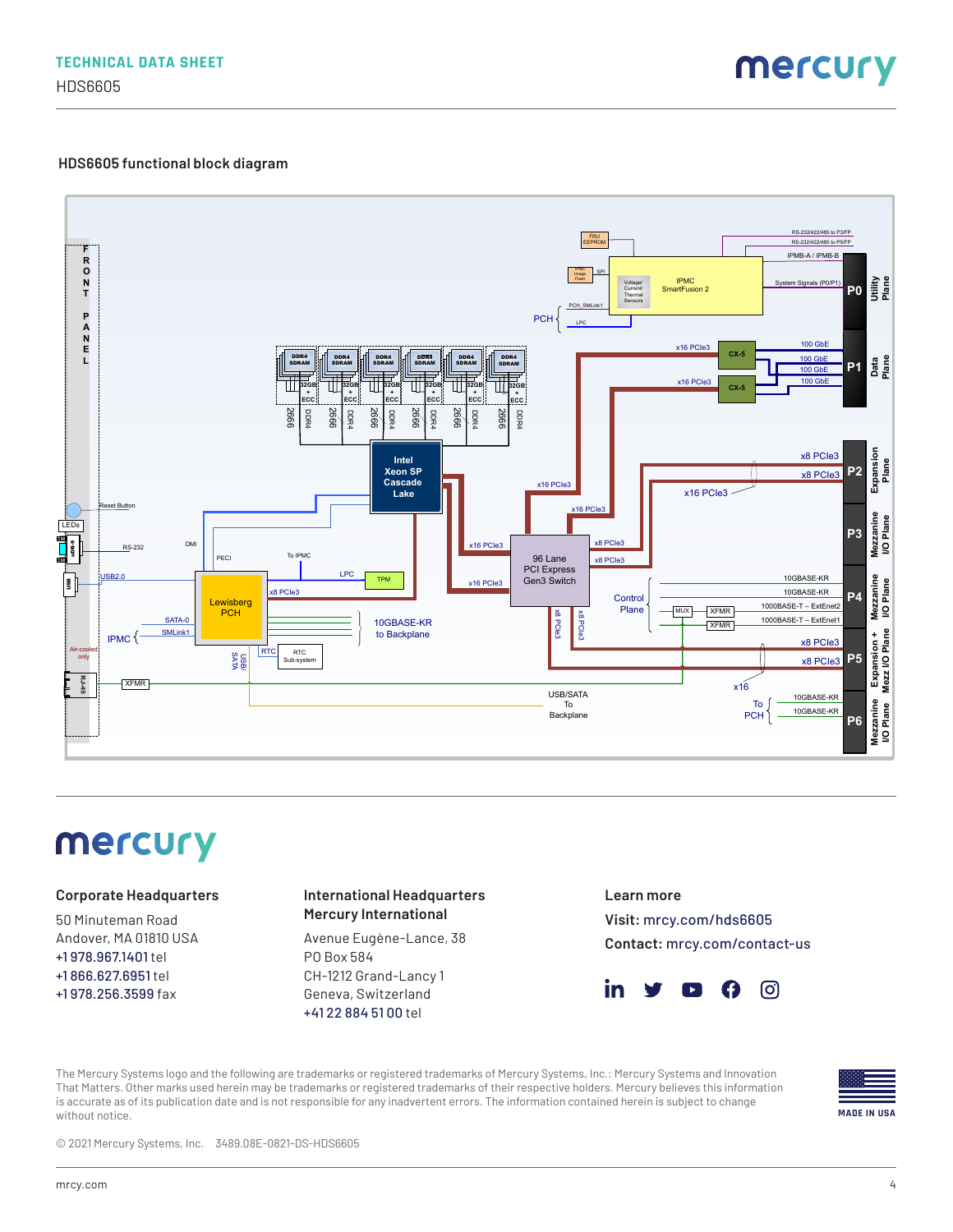## HDS6605 functional block diagram

FRONT PANEL

Reset Button
LEDs
RS-232
USB2.0
IPMC
SATA-0
SMLink1
Air-cooled only
RJ-45
XFMR

DDR4 SDRAM 32GB + ECC 2666 DDR4 (×6)

Intel Xeon SP Cascade Lake

DMI
PECI
To IPMC
LPC
TPM
x8 PCIe3

Lewisberg PCH

RTC
RTC Sub-system
USB/SATA
10GBASE-KR to Backplane

FRU EEPROM
IPMC Image Flash
SPI
Voltage/Current/Thermal Sensors
IPMC SmartFusion 2
PCH_SMLink1
PCH
LPC
RS-232/422/485 to P3/FP
RS-232/422/485 to P5/FP
IPMB-A / IPMB-B
System Signals (P0/P1)

x16 PCIe3
CX-5
CX-5
100 GbE
100 GbE
100 GbE
100 GbE

96 Lane PCI Express Gen3 Switch
x16 PCIe3
x16 PCIe3
x16 PCIe3
x16 PCIe3
x8 PCIe3
x8 PCIe3
x8 PCIe3
x8 PCIe3

x16 PCIe3

Control Plane
MUX
XFMR
XFMR
10GBASE-KR
10GBASE-KR
1000BASE-T – ExtEnet2
1000BASE-T – ExtEnet1

x16
To PCH
10GBASE-KR
10GBASE-KR

USB/SATA To Backplane

P0 Utility Plane
P1 Data Plane
P2 Expansion Plane
P3 Mezzanine I/O Plane
P4 Mezzanine I/O Plane
P5 Expansion + Mezz I/O Plane
P6 Mezzanine I/O Plane

### Corporate Headquarters

50 Minuteman Road
Andover, MA 01810 USA
+1 978.967.1401 tel
+1 866.627.6951 tel
+1 978.256.3599 fax

### International Headquarters
### Mercury International

Avenue Eugène-Lance, 38
PO Box 584
CH-1212 Grand-Lancy 1
Geneva, Switzerland
+41 22 884 51 00 tel

### Learn more

**Visit:** mrcy.com/hds6605
**Contact:** mrcy.com/contact-us

The Mercury Systems logo and the following are trademarks or registered trademarks of Mercury Systems, Inc.: Mercury Systems and Innovation That Matters. Other marks used herein may be trademarks or registered trademarks of their respective holders. Mercury believes this information is accurate as of its publication date and is not responsible for any inadvertent errors. The information contained herein is subject to change without notice.

MADE IN USA

© 2021 Mercury Systems, Inc. 3489.08E-0821-DS-HDS6605